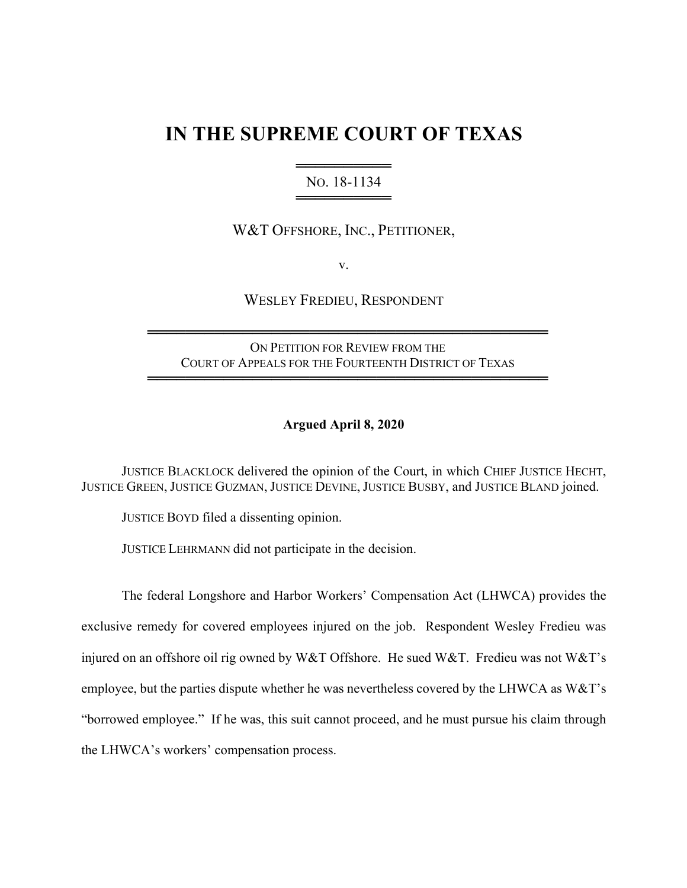# IN THE SUPREME COURT OF TEXAS

NO. 18-1134

W&T OFFSHORE, INC., PETITIONER,

v.

WESLEY FREDIEU, RESPONDENT

ON PETITION FOR REVIEW FROM THE
COURT OF APPEALS FOR THE FOURTEENTH DISTRICT OF TEXAS

**Argued April 8, 2020**

JUSTICE BLACKLOCK delivered the opinion of the Court, in which CHIEF JUSTICE HECHT, JUSTICE GREEN, JUSTICE GUZMAN, JUSTICE DEVINE, JUSTICE BUSBY, and JUSTICE BLAND joined.

JUSTICE BOYD filed a dissenting opinion.

JUSTICE LEHRMANN did not participate in the decision.

The federal Longshore and Harbor Workers' Compensation Act (LHWCA) provides the exclusive remedy for covered employees injured on the job. Respondent Wesley Fredieu was injured on an offshore oil rig owned by W&T Offshore. He sued W&T. Fredieu was not W&T's employee, but the parties dispute whether he was nevertheless covered by the LHWCA as W&T's "borrowed employee." If he was, this suit cannot proceed, and he must pursue his claim through the LHWCA's workers' compensation process.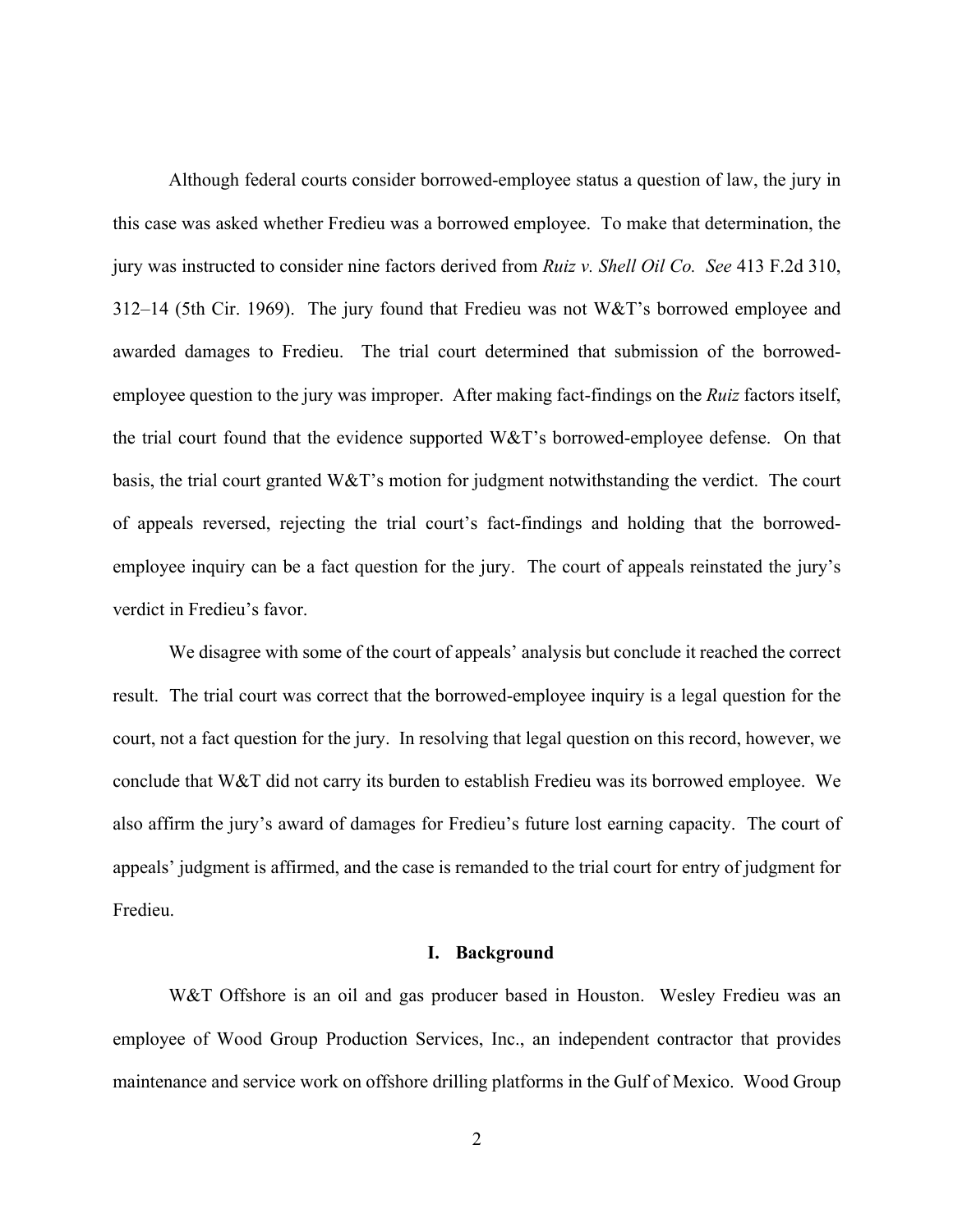Although federal courts consider borrowed-employee status a question of law, the jury in this case was asked whether Fredieu was a borrowed employee. To make that determination, the jury was instructed to consider nine factors derived from *Ruiz v. Shell Oil Co. See* 413 F.2d 310, 312–14 (5th Cir. 1969). The jury found that Fredieu was not W&T's borrowed employee and awarded damages to Fredieu. The trial court determined that submission of the borrowed-employee question to the jury was improper. After making fact-findings on the *Ruiz* factors itself, the trial court found that the evidence supported W&T's borrowed-employee defense. On that basis, the trial court granted W&T's motion for judgment notwithstanding the verdict. The court of appeals reversed, rejecting the trial court's fact-findings and holding that the borrowed-employee inquiry can be a fact question for the jury. The court of appeals reinstated the jury's verdict in Fredieu's favor.

We disagree with some of the court of appeals' analysis but conclude it reached the correct result. The trial court was correct that the borrowed-employee inquiry is a legal question for the court, not a fact question for the jury. In resolving that legal question on this record, however, we conclude that W&T did not carry its burden to establish Fredieu was its borrowed employee. We also affirm the jury's award of damages for Fredieu's future lost earning capacity. The court of appeals' judgment is affirmed, and the case is remanded to the trial court for entry of judgment for Fredieu.

## I. Background

W&T Offshore is an oil and gas producer based in Houston. Wesley Fredieu was an employee of Wood Group Production Services, Inc., an independent contractor that provides maintenance and service work on offshore drilling platforms in the Gulf of Mexico. Wood Group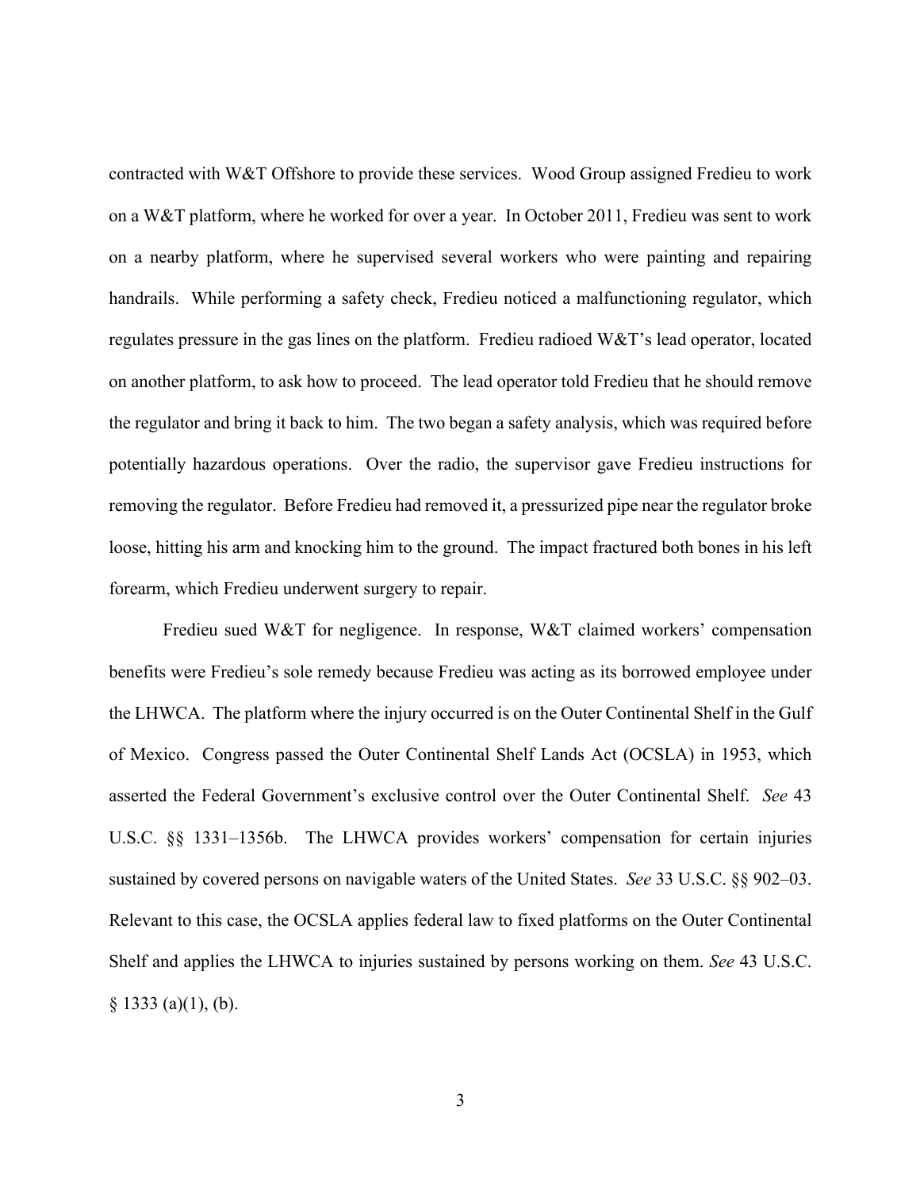contracted with W&T Offshore to provide these services. Wood Group assigned Fredieu to work on a W&T platform, where he worked for over a year. In October 2011, Fredieu was sent to work on a nearby platform, where he supervised several workers who were painting and repairing handrails. While performing a safety check, Fredieu noticed a malfunctioning regulator, which regulates pressure in the gas lines on the platform. Fredieu radioed W&T's lead operator, located on another platform, to ask how to proceed. The lead operator told Fredieu that he should remove the regulator and bring it back to him. The two began a safety analysis, which was required before potentially hazardous operations. Over the radio, the supervisor gave Fredieu instructions for removing the regulator. Before Fredieu had removed it, a pressurized pipe near the regulator broke loose, hitting his arm and knocking him to the ground. The impact fractured both bones in his left forearm, which Fredieu underwent surgery to repair.

Fredieu sued W&T for negligence. In response, W&T claimed workers' compensation benefits were Fredieu's sole remedy because Fredieu was acting as its borrowed employee under the LHWCA. The platform where the injury occurred is on the Outer Continental Shelf in the Gulf of Mexico. Congress passed the Outer Continental Shelf Lands Act (OCSLA) in 1953, which asserted the Federal Government's exclusive control over the Outer Continental Shelf. *See* 43 U.S.C. §§ 1331–1356b. The LHWCA provides workers' compensation for certain injuries sustained by covered persons on navigable waters of the United States. *See* 33 U.S.C. §§ 902–03. Relevant to this case, the OCSLA applies federal law to fixed platforms on the Outer Continental Shelf and applies the LHWCA to injuries sustained by persons working on them. *See* 43 U.S.C. § 1333 (a)(1), (b).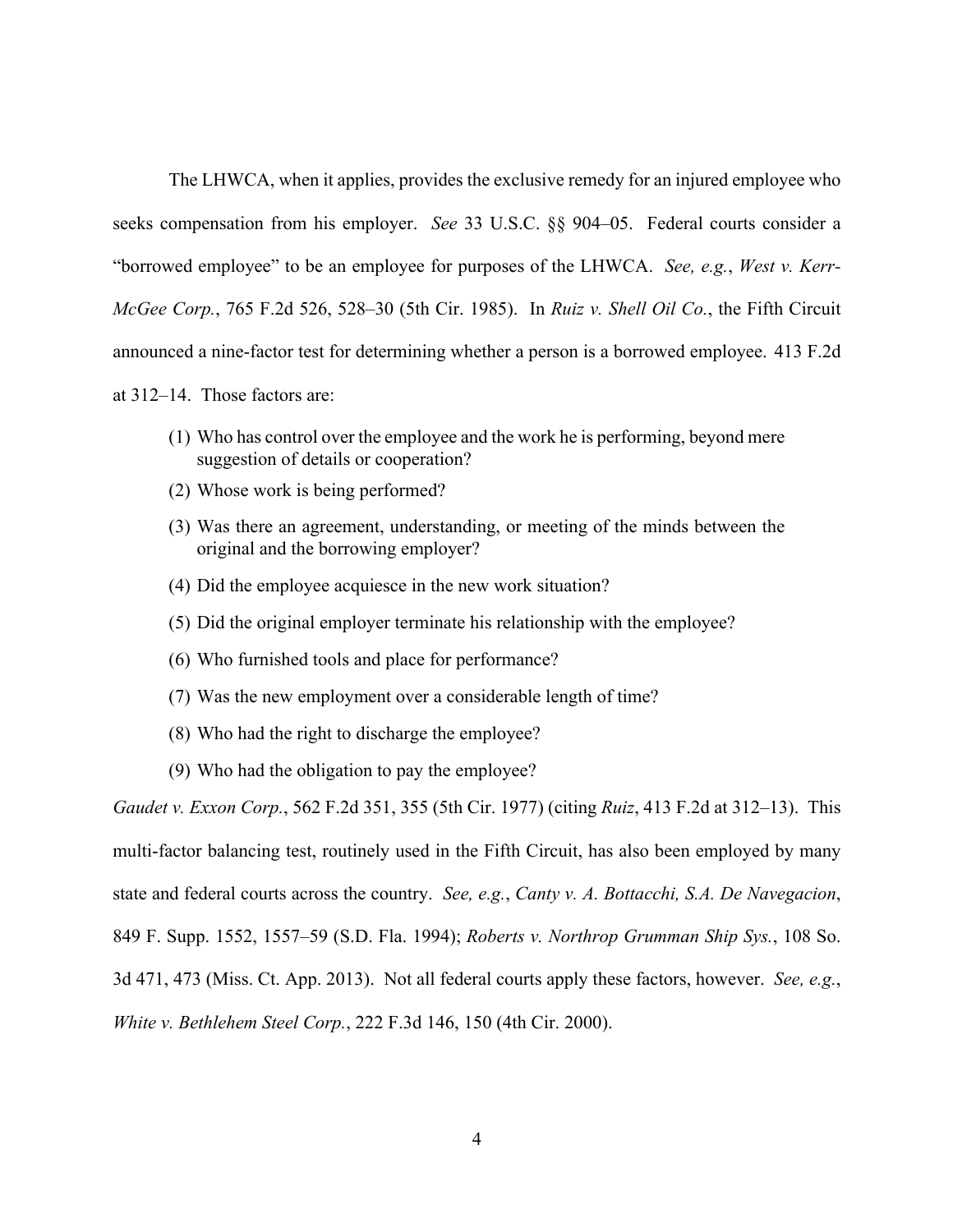The LHWCA, when it applies, provides the exclusive remedy for an injured employee who seeks compensation from his employer. *See* 33 U.S.C. §§ 904–05. Federal courts consider a "borrowed employee" to be an employee for purposes of the LHWCA. *See, e.g.*, *West v. Kerr-McGee Corp.*, 765 F.2d 526, 528–30 (5th Cir. 1985). In *Ruiz v. Shell Oil Co.*, the Fifth Circuit announced a nine-factor test for determining whether a person is a borrowed employee. 413 F.2d at 312–14. Those factors are:

> (1) Who has control over the employee and the work he is performing, beyond mere suggestion of details or cooperation?
>
> (2) Whose work is being performed?
>
> (3) Was there an agreement, understanding, or meeting of the minds between the original and the borrowing employer?
>
> (4) Did the employee acquiesce in the new work situation?
>
> (5) Did the original employer terminate his relationship with the employee?
>
> (6) Who furnished tools and place for performance?
>
> (7) Was the new employment over a considerable length of time?
>
> (8) Who had the right to discharge the employee?
>
> (9) Who had the obligation to pay the employee?

*Gaudet v. Exxon Corp.*, 562 F.2d 351, 355 (5th Cir. 1977) (citing *Ruiz*, 413 F.2d at 312–13). This multi-factor balancing test, routinely used in the Fifth Circuit, has also been employed by many state and federal courts across the country. *See, e.g.*, *Canty v. A. Bottacchi, S.A. De Navegacion*, 849 F. Supp. 1552, 1557–59 (S.D. Fla. 1994); *Roberts v. Northrop Grumman Ship Sys.*, 108 So. 3d 471, 473 (Miss. Ct. App. 2013). Not all federal courts apply these factors, however. *See, e.g.*, *White v. Bethlehem Steel Corp.*, 222 F.3d 146, 150 (4th Cir. 2000).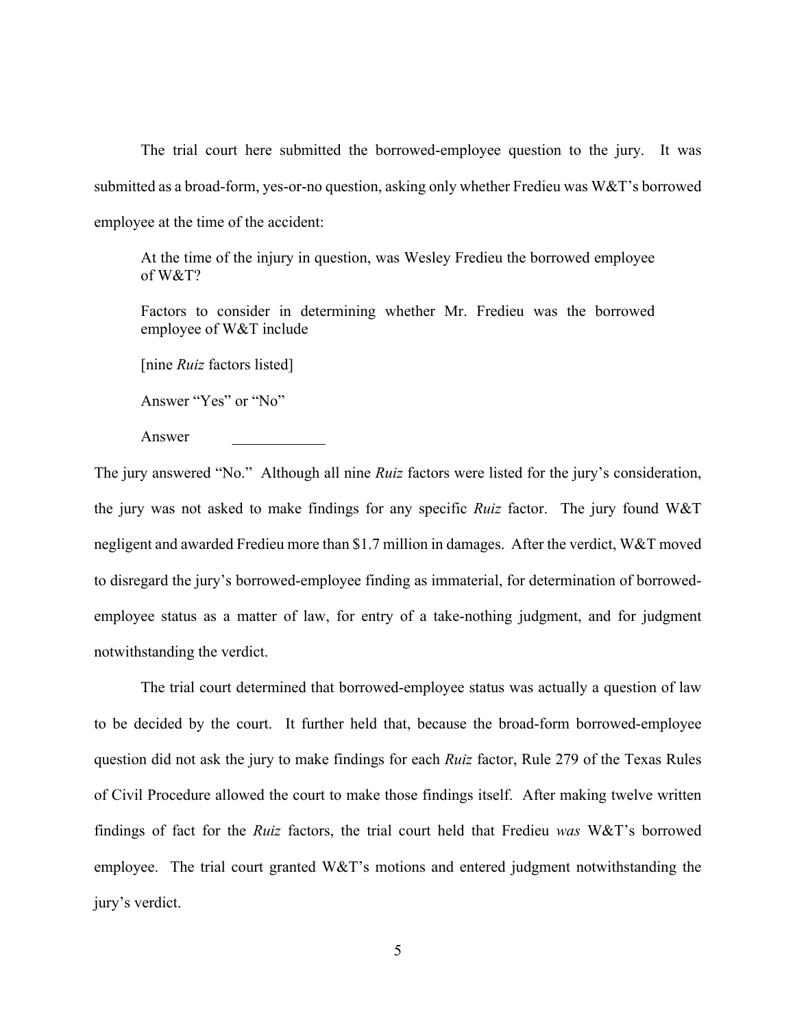The trial court here submitted the borrowed-employee question to the jury. It was submitted as a broad-form, yes-or-no question, asking only whether Fredieu was W&T's borrowed employee at the time of the accident:

> At the time of the injury in question, was Wesley Fredieu the borrowed employee of W&T?
>
> Factors to consider in determining whether Mr. Fredieu was the borrowed employee of W&T include
>
> [nine *Ruiz* factors listed]
>
> Answer "Yes" or "No"
>
> Answer \_\_\_\_\_\_\_\_\_\_\_\_

The jury answered "No." Although all nine *Ruiz* factors were listed for the jury's consideration, the jury was not asked to make findings for any specific *Ruiz* factor. The jury found W&T negligent and awarded Fredieu more than $1.7 million in damages. After the verdict, W&T moved to disregard the jury's borrowed-employee finding as immaterial, for determination of borrowed-employee status as a matter of law, for entry of a take-nothing judgment, and for judgment notwithstanding the verdict.

The trial court determined that borrowed-employee status was actually a question of law to be decided by the court. It further held that, because the broad-form borrowed-employee question did not ask the jury to make findings for each *Ruiz* factor, Rule 279 of the Texas Rules of Civil Procedure allowed the court to make those findings itself. After making twelve written findings of fact for the *Ruiz* factors, the trial court held that Fredieu *was* W&T's borrowed employee. The trial court granted W&T's motions and entered judgment notwithstanding the jury's verdict.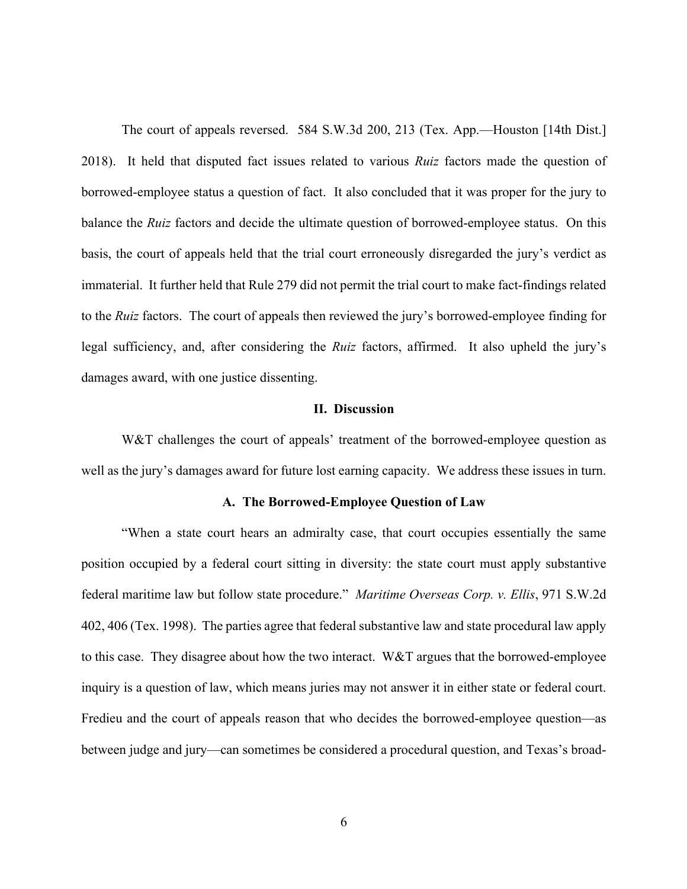The court of appeals reversed. 584 S.W.3d 200, 213 (Tex. App.—Houston [14th Dist.] 2018). It held that disputed fact issues related to various *Ruiz* factors made the question of borrowed-employee status a question of fact. It also concluded that it was proper for the jury to balance the *Ruiz* factors and decide the ultimate question of borrowed-employee status. On this basis, the court of appeals held that the trial court erroneously disregarded the jury's verdict as immaterial. It further held that Rule 279 did not permit the trial court to make fact-findings related to the *Ruiz* factors. The court of appeals then reviewed the jury's borrowed-employee finding for legal sufficiency, and, after considering the *Ruiz* factors, affirmed. It also upheld the jury's damages award, with one justice dissenting.

## II. Discussion

W&T challenges the court of appeals' treatment of the borrowed-employee question as well as the jury's damages award for future lost earning capacity. We address these issues in turn.

### A. The Borrowed-Employee Question of Law

"When a state court hears an admiralty case, that court occupies essentially the same position occupied by a federal court sitting in diversity: the state court must apply substantive federal maritime law but follow state procedure." *Maritime Overseas Corp. v. Ellis*, 971 S.W.2d 402, 406 (Tex. 1998). The parties agree that federal substantive law and state procedural law apply to this case. They disagree about how the two interact. W&T argues that the borrowed-employee inquiry is a question of law, which means juries may not answer it in either state or federal court. Fredieu and the court of appeals reason that who decides the borrowed-employee question—as between judge and jury—can sometimes be considered a procedural question, and Texas's broad-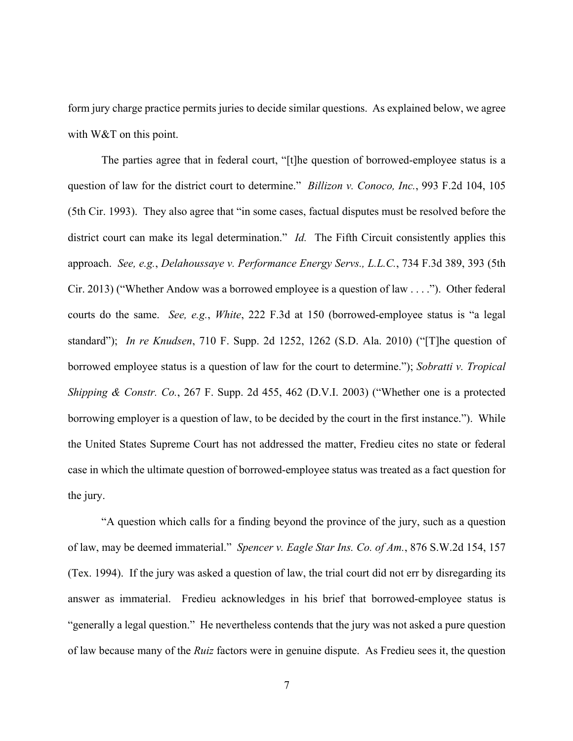form jury charge practice permits juries to decide similar questions. As explained below, we agree with W&T on this point.

The parties agree that in federal court, "[t]he question of borrowed-employee status is a question of law for the district court to determine." *Billizon v. Conoco, Inc.*, 993 F.2d 104, 105 (5th Cir. 1993). They also agree that "in some cases, factual disputes must be resolved before the district court can make its legal determination." *Id.* The Fifth Circuit consistently applies this approach. *See, e.g.*, *Delahoussaye v. Performance Energy Servs., L.L.C.*, 734 F.3d 389, 393 (5th Cir. 2013) ("Whether Andow was a borrowed employee is a question of law . . . ."). Other federal courts do the same. *See, e.g.*, *White*, 222 F.3d at 150 (borrowed-employee status is "a legal standard"); *In re Knudsen*, 710 F. Supp. 2d 1252, 1262 (S.D. Ala. 2010) ("[T]he question of borrowed employee status is a question of law for the court to determine."); *Sobratti v. Tropical Shipping & Constr. Co.*, 267 F. Supp. 2d 455, 462 (D.V.I. 2003) ("Whether one is a protected borrowing employer is a question of law, to be decided by the court in the first instance."). While the United States Supreme Court has not addressed the matter, Fredieu cites no state or federal case in which the ultimate question of borrowed-employee status was treated as a fact question for the jury.

"A question which calls for a finding beyond the province of the jury, such as a question of law, may be deemed immaterial." *Spencer v. Eagle Star Ins. Co. of Am.*, 876 S.W.2d 154, 157 (Tex. 1994). If the jury was asked a question of law, the trial court did not err by disregarding its answer as immaterial. Fredieu acknowledges in his brief that borrowed-employee status is "generally a legal question." He nevertheless contends that the jury was not asked a pure question of law because many of the *Ruiz* factors were in genuine dispute. As Fredieu sees it, the question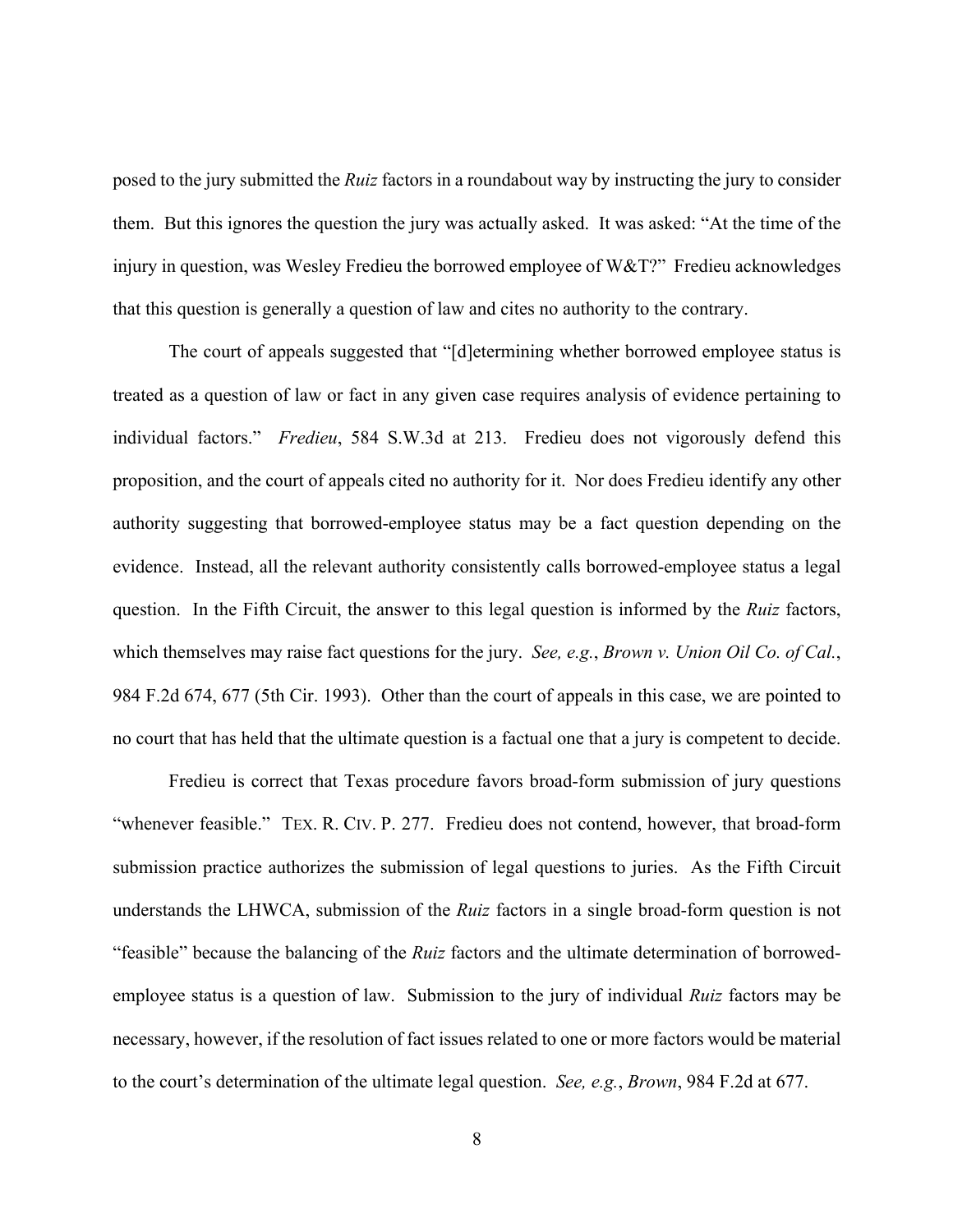posed to the jury submitted the *Ruiz* factors in a roundabout way by instructing the jury to consider them. But this ignores the question the jury was actually asked. It was asked: "At the time of the injury in question, was Wesley Fredieu the borrowed employee of W&T?" Fredieu acknowledges that this question is generally a question of law and cites no authority to the contrary.

The court of appeals suggested that "[d]etermining whether borrowed employee status is treated as a question of law or fact in any given case requires analysis of evidence pertaining to individual factors." *Fredieu*, 584 S.W.3d at 213. Fredieu does not vigorously defend this proposition, and the court of appeals cited no authority for it. Nor does Fredieu identify any other authority suggesting that borrowed-employee status may be a fact question depending on the evidence. Instead, all the relevant authority consistently calls borrowed-employee status a legal question. In the Fifth Circuit, the answer to this legal question is informed by the *Ruiz* factors, which themselves may raise fact questions for the jury. *See, e.g.*, *Brown v. Union Oil Co. of Cal.*, 984 F.2d 674, 677 (5th Cir. 1993). Other than the court of appeals in this case, we are pointed to no court that has held that the ultimate question is a factual one that a jury is competent to decide.

Fredieu is correct that Texas procedure favors broad-form submission of jury questions "whenever feasible." TEX. R. CIV. P. 277. Fredieu does not contend, however, that broad-form submission practice authorizes the submission of legal questions to juries. As the Fifth Circuit understands the LHWCA, submission of the *Ruiz* factors in a single broad-form question is not "feasible" because the balancing of the *Ruiz* factors and the ultimate determination of borrowed-employee status is a question of law. Submission to the jury of individual *Ruiz* factors may be necessary, however, if the resolution of fact issues related to one or more factors would be material to the court's determination of the ultimate legal question. *See, e.g.*, *Brown*, 984 F.2d at 677.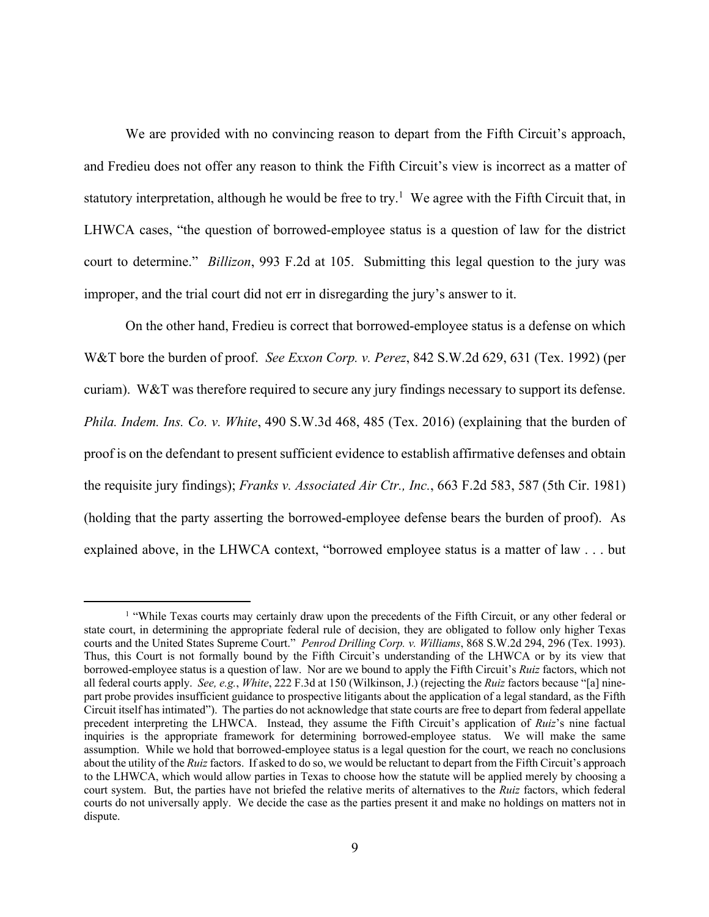We are provided with no convincing reason to depart from the Fifth Circuit's approach, and Fredieu does not offer any reason to think the Fifth Circuit's view is incorrect as a matter of statutory interpretation, although he would be free to try.[1] We agree with the Fifth Circuit that, in LHWCA cases, "the question of borrowed-employee status is a question of law for the district court to determine." *Billizon*, 993 F.2d at 105. Submitting this legal question to the jury was improper, and the trial court did not err in disregarding the jury's answer to it.

On the other hand, Fredieu is correct that borrowed-employee status is a defense on which W&T bore the burden of proof. *See Exxon Corp. v. Perez*, 842 S.W.2d 629, 631 (Tex. 1992) (per curiam). W&T was therefore required to secure any jury findings necessary to support its defense. *Phila. Indem. Ins. Co. v. White*, 490 S.W.3d 468, 485 (Tex. 2016) (explaining that the burden of proof is on the defendant to present sufficient evidence to establish affirmative defenses and obtain the requisite jury findings); *Franks v. Associated Air Ctr., Inc.*, 663 F.2d 583, 587 (5th Cir. 1981) (holding that the party asserting the borrowed-employee defense bears the burden of proof). As explained above, in the LHWCA context, "borrowed employee status is a matter of law . . . but

[1] "While Texas courts may certainly draw upon the precedents of the Fifth Circuit, or any other federal or state court, in determining the appropriate federal rule of decision, they are obligated to follow only higher Texas courts and the United States Supreme Court." *Penrod Drilling Corp. v. Williams*, 868 S.W.2d 294, 296 (Tex. 1993). Thus, this Court is not formally bound by the Fifth Circuit's understanding of the LHWCA or by its view that borrowed-employee status is a question of law. Nor are we bound to apply the Fifth Circuit's *Ruiz* factors, which not all federal courts apply. *See, e.g.*, *White*, 222 F.3d at 150 (Wilkinson, J.) (rejecting the *Ruiz* factors because "[a] nine-part probe provides insufficient guidance to prospective litigants about the application of a legal standard, as the Fifth Circuit itself has intimated"). The parties do not acknowledge that state courts are free to depart from federal appellate precedent interpreting the LHWCA. Instead, they assume the Fifth Circuit's application of *Ruiz*'s nine factual inquiries is the appropriate framework for determining borrowed-employee status. We will make the same assumption. While we hold that borrowed-employee status is a legal question for the court, we reach no conclusions about the utility of the *Ruiz* factors. If asked to do so, we would be reluctant to depart from the Fifth Circuit's approach to the LHWCA, which would allow parties in Texas to choose how the statute will be applied merely by choosing a court system. But, the parties have not briefed the relative merits of alternatives to the *Ruiz* factors, which federal courts do not universally apply. We decide the case as the parties present it and make no holdings on matters not in dispute.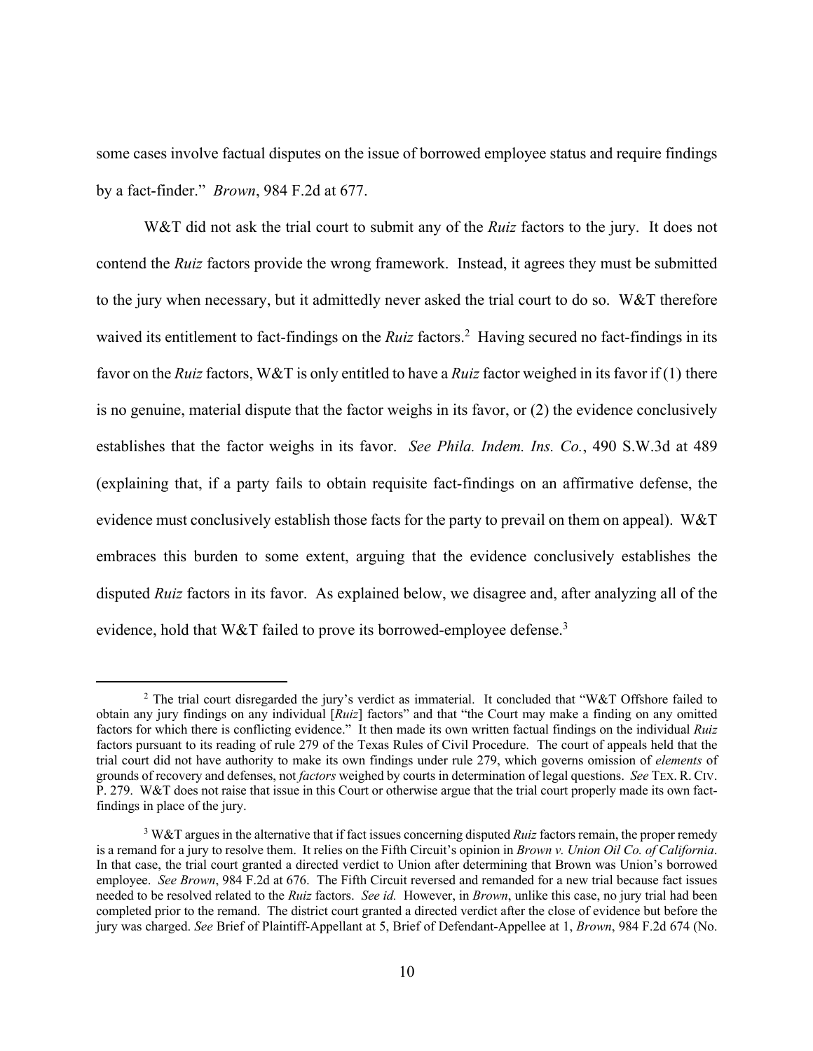some cases involve factual disputes on the issue of borrowed employee status and require findings by a fact-finder." *Brown*, 984 F.2d at 677.

W&T did not ask the trial court to submit any of the *Ruiz* factors to the jury. It does not contend the *Ruiz* factors provide the wrong framework. Instead, it agrees they must be submitted to the jury when necessary, but it admittedly never asked the trial court to do so. W&T therefore waived its entitlement to fact-findings on the *Ruiz* factors.[2] Having secured no fact-findings in its favor on the *Ruiz* factors, W&T is only entitled to have a *Ruiz* factor weighed in its favor if (1) there is no genuine, material dispute that the factor weighs in its favor, or (2) the evidence conclusively establishes that the factor weighs in its favor. *See Phila. Indem. Ins. Co.*, 490 S.W.3d at 489 (explaining that, if a party fails to obtain requisite fact-findings on an affirmative defense, the evidence must conclusively establish those facts for the party to prevail on them on appeal). W&T embraces this burden to some extent, arguing that the evidence conclusively establishes the disputed *Ruiz* factors in its favor. As explained below, we disagree and, after analyzing all of the evidence, hold that W&T failed to prove its borrowed-employee defense.[3]

---

[2] The trial court disregarded the jury's verdict as immaterial. It concluded that "W&T Offshore failed to obtain any jury findings on any individual [*Ruiz*] factors" and that "the Court may make a finding on any omitted factors for which there is conflicting evidence." It then made its own written factual findings on the individual *Ruiz* factors pursuant to its reading of rule 279 of the Texas Rules of Civil Procedure. The court of appeals held that the trial court did not have authority to make its own findings under rule 279, which governs omission of *elements* of grounds of recovery and defenses, not *factors* weighed by courts in determination of legal questions. *See* TEX. R. CIV. P. 279. W&T does not raise that issue in this Court or otherwise argue that the trial court properly made its own fact-findings in place of the jury.

[3] W&T argues in the alternative that if fact issues concerning disputed *Ruiz* factors remain, the proper remedy is a remand for a jury to resolve them. It relies on the Fifth Circuit's opinion in *Brown v. Union Oil Co. of California*. In that case, the trial court granted a directed verdict to Union after determining that Brown was Union's borrowed employee. *See Brown*, 984 F.2d at 676. The Fifth Circuit reversed and remanded for a new trial because fact issues needed to be resolved related to the *Ruiz* factors. *See id.* However, in *Brown*, unlike this case, no jury trial had been completed prior to the remand. The district court granted a directed verdict after the close of evidence but before the jury was charged. *See* Brief of Plaintiff-Appellant at 5, Brief of Defendant-Appellee at 1, *Brown*, 984 F.2d 674 (No.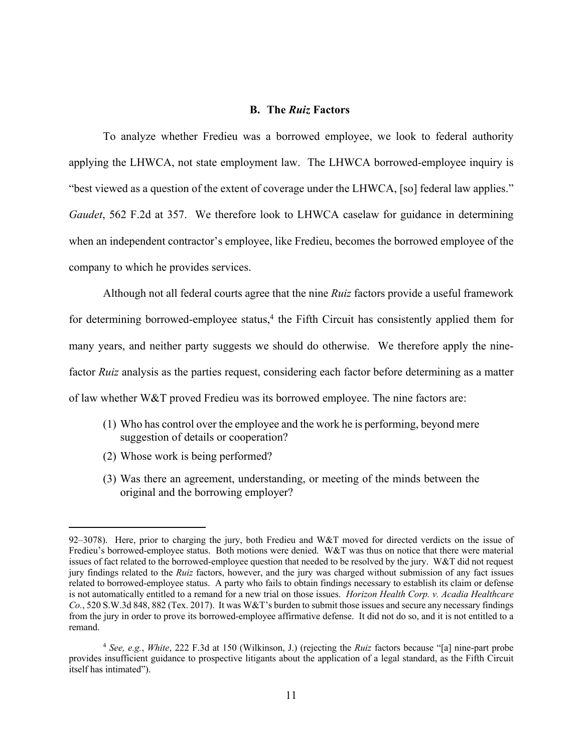### B. The *Ruiz* Factors

To analyze whether Fredieu was a borrowed employee, we look to federal authority applying the LHWCA, not state employment law. The LHWCA borrowed-employee inquiry is "best viewed as a question of the extent of coverage under the LHWCA, [so] federal law applies." *Gaudet*, 562 F.2d at 357. We therefore look to LHWCA caselaw for guidance in determining when an independent contractor's employee, like Fredieu, becomes the borrowed employee of the company to which he provides services.

Although not all federal courts agree that the nine *Ruiz* factors provide a useful framework for determining borrowed-employee status,[4] the Fifth Circuit has consistently applied them for many years, and neither party suggests we should do otherwise. We therefore apply the nine-factor *Ruiz* analysis as the parties request, considering each factor before determining as a matter of law whether W&T proved Fredieu was its borrowed employee. The nine factors are:

(1) Who has control over the employee and the work he is performing, beyond mere suggestion of details or cooperation?

(2) Whose work is being performed?

(3) Was there an agreement, understanding, or meeting of the minds between the original and the borrowing employer?

---

92–3078). Here, prior to charging the jury, both Fredieu and W&T moved for directed verdicts on the issue of Fredieu's borrowed-employee status. Both motions were denied. W&T was thus on notice that there were material issues of fact related to the borrowed-employee question that needed to be resolved by the jury. W&T did not request jury findings related to the *Ruiz* factors, however, and the jury was charged without submission of any fact issues related to borrowed-employee status. A party who fails to obtain findings necessary to establish its claim or defense is not automatically entitled to a remand for a new trial on those issues. *Horizon Health Corp. v. Acadia Healthcare Co.*, 520 S.W.3d 848, 882 (Tex. 2017). It was W&T's burden to submit those issues and secure any necessary findings from the jury in order to prove its borrowed-employee affirmative defense. It did not do so, and it is not entitled to a remand.

[4] *See, e.g.*, *White*, 222 F.3d at 150 (Wilkinson, J.) (rejecting the *Ruiz* factors because "[a] nine-part probe provides insufficient guidance to prospective litigants about the application of a legal standard, as the Fifth Circuit itself has intimated").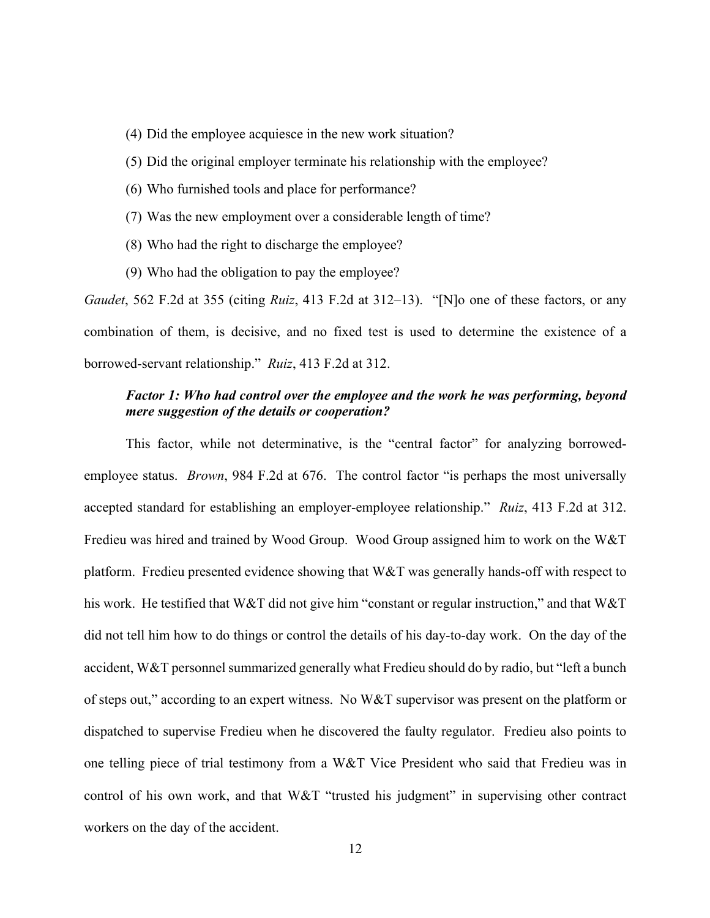(4) Did the employee acquiesce in the new work situation?

(5) Did the original employer terminate his relationship with the employee?

(6) Who furnished tools and place for performance?

(7) Was the new employment over a considerable length of time?

(8) Who had the right to discharge the employee?

(9) Who had the obligation to pay the employee?

*Gaudet*, 562 F.2d at 355 (citing *Ruiz*, 413 F.2d at 312–13). "[N]o one of these factors, or any combination of them, is decisive, and no fixed test is used to determine the existence of a borrowed-servant relationship." *Ruiz*, 413 F.2d at 312.

***Factor 1: Who had control over the employee and the work he was performing, beyond mere suggestion of the details or cooperation?***

This factor, while not determinative, is the "central factor" for analyzing borrowed-employee status. *Brown*, 984 F.2d at 676. The control factor "is perhaps the most universally accepted standard for establishing an employer-employee relationship." *Ruiz*, 413 F.2d at 312. Fredieu was hired and trained by Wood Group. Wood Group assigned him to work on the W&T platform. Fredieu presented evidence showing that W&T was generally hands-off with respect to his work. He testified that W&T did not give him "constant or regular instruction," and that W&T did not tell him how to do things or control the details of his day-to-day work. On the day of the accident, W&T personnel summarized generally what Fredieu should do by radio, but "left a bunch of steps out," according to an expert witness. No W&T supervisor was present on the platform or dispatched to supervise Fredieu when he discovered the faulty regulator. Fredieu also points to one telling piece of trial testimony from a W&T Vice President who said that Fredieu was in control of his own work, and that W&T "trusted his judgment" in supervising other contract workers on the day of the accident.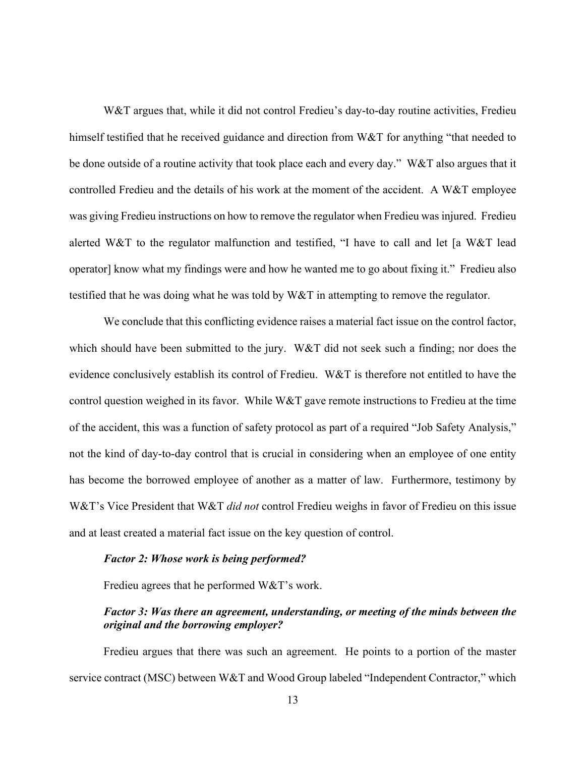W&T argues that, while it did not control Fredieu's day-to-day routine activities, Fredieu himself testified that he received guidance and direction from W&T for anything "that needed to be done outside of a routine activity that took place each and every day." W&T also argues that it controlled Fredieu and the details of his work at the moment of the accident. A W&T employee was giving Fredieu instructions on how to remove the regulator when Fredieu was injured. Fredieu alerted W&T to the regulator malfunction and testified, "I have to call and let [a W&T lead operator] know what my findings were and how he wanted me to go about fixing it." Fredieu also testified that he was doing what he was told by W&T in attempting to remove the regulator.

We conclude that this conflicting evidence raises a material fact issue on the control factor, which should have been submitted to the jury. W&T did not seek such a finding; nor does the evidence conclusively establish its control of Fredieu. W&T is therefore not entitled to have the control question weighed in its favor. While W&T gave remote instructions to Fredieu at the time of the accident, this was a function of safety protocol as part of a required "Job Safety Analysis," not the kind of day-to-day control that is crucial in considering when an employee of one entity has become the borrowed employee of another as a matter of law. Furthermore, testimony by W&T's Vice President that W&T *did not* control Fredieu weighs in favor of Fredieu on this issue and at least created a material fact issue on the key question of control.

***Factor 2: Whose work is being performed?***

Fredieu agrees that he performed W&T's work.

***Factor 3: Was there an agreement, understanding, or meeting of the minds between the original and the borrowing employer?***

Fredieu argues that there was such an agreement. He points to a portion of the master service contract (MSC) between W&T and Wood Group labeled "Independent Contractor," which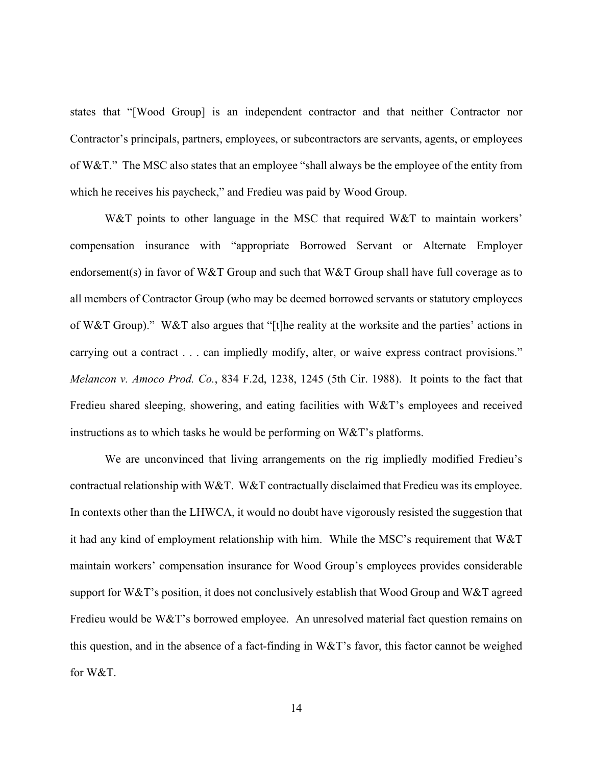states that "[Wood Group] is an independent contractor and that neither Contractor nor Contractor's principals, partners, employees, or subcontractors are servants, agents, or employees of W&T." The MSC also states that an employee "shall always be the employee of the entity from which he receives his paycheck," and Fredieu was paid by Wood Group.

W&T points to other language in the MSC that required W&T to maintain workers' compensation insurance with "appropriate Borrowed Servant or Alternate Employer endorsement(s) in favor of W&T Group and such that W&T Group shall have full coverage as to all members of Contractor Group (who may be deemed borrowed servants or statutory employees of W&T Group)." W&T also argues that "[t]he reality at the worksite and the parties' actions in carrying out a contract . . . can impliedly modify, alter, or waive express contract provisions." *Melancon v. Amoco Prod. Co.*, 834 F.2d, 1238, 1245 (5th Cir. 1988). It points to the fact that Fredieu shared sleeping, showering, and eating facilities with W&T's employees and received instructions as to which tasks he would be performing on W&T's platforms.

We are unconvinced that living arrangements on the rig impliedly modified Fredieu's contractual relationship with W&T. W&T contractually disclaimed that Fredieu was its employee. In contexts other than the LHWCA, it would no doubt have vigorously resisted the suggestion that it had any kind of employment relationship with him. While the MSC's requirement that W&T maintain workers' compensation insurance for Wood Group's employees provides considerable support for W&T's position, it does not conclusively establish that Wood Group and W&T agreed Fredieu would be W&T's borrowed employee. An unresolved material fact question remains on this question, and in the absence of a fact-finding in W&T's favor, this factor cannot be weighed for W&T.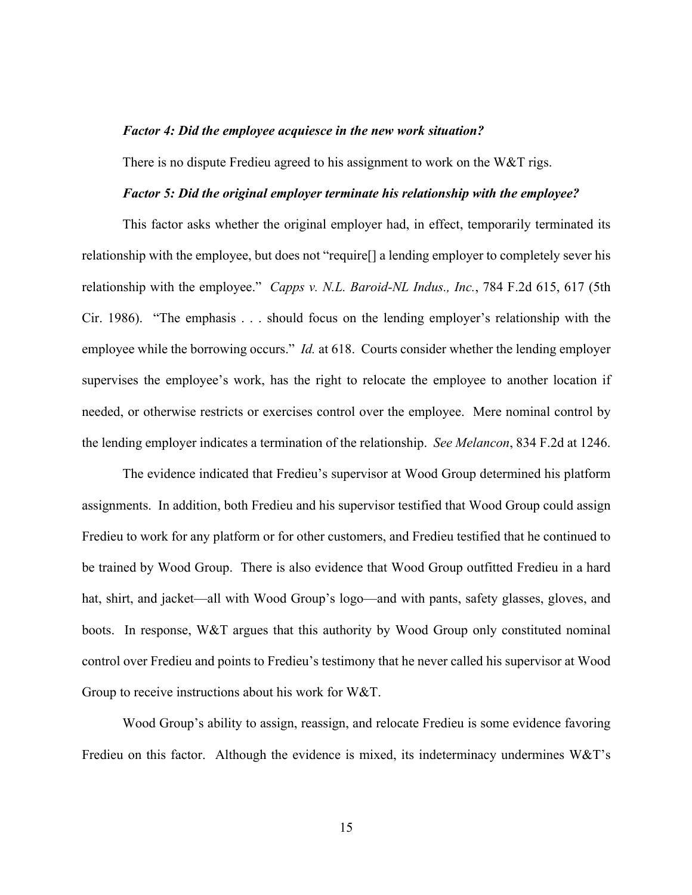***Factor 4: Did the employee acquiesce in the new work situation?***

There is no dispute Fredieu agreed to his assignment to work on the W&T rigs.

***Factor 5: Did the original employer terminate his relationship with the employee?***

This factor asks whether the original employer had, in effect, temporarily terminated its relationship with the employee, but does not "require[] a lending employer to completely sever his relationship with the employee." *Capps v. N.L. Baroid-NL Indus., Inc.*, 784 F.2d 615, 617 (5th Cir. 1986). "The emphasis . . . should focus on the lending employer's relationship with the employee while the borrowing occurs." *Id.* at 618. Courts consider whether the lending employer supervises the employee's work, has the right to relocate the employee to another location if needed, or otherwise restricts or exercises control over the employee. Mere nominal control by the lending employer indicates a termination of the relationship. *See Melancon*, 834 F.2d at 1246.

The evidence indicated that Fredieu's supervisor at Wood Group determined his platform assignments. In addition, both Fredieu and his supervisor testified that Wood Group could assign Fredieu to work for any platform or for other customers, and Fredieu testified that he continued to be trained by Wood Group. There is also evidence that Wood Group outfitted Fredieu in a hard hat, shirt, and jacket—all with Wood Group's logo—and with pants, safety glasses, gloves, and boots. In response, W&T argues that this authority by Wood Group only constituted nominal control over Fredieu and points to Fredieu's testimony that he never called his supervisor at Wood Group to receive instructions about his work for W&T.

Wood Group's ability to assign, reassign, and relocate Fredieu is some evidence favoring Fredieu on this factor. Although the evidence is mixed, its indeterminacy undermines W&T's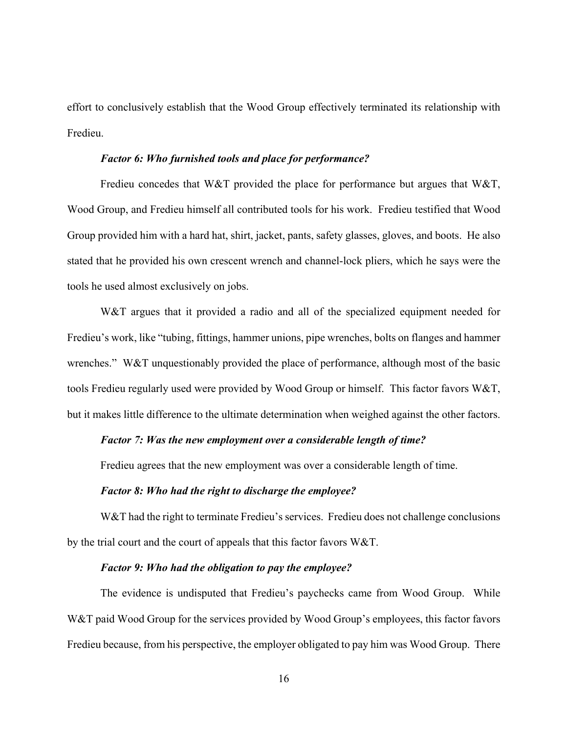effort to conclusively establish that the Wood Group effectively terminated its relationship with Fredieu.

***Factor 6: Who furnished tools and place for performance?***

Fredieu concedes that W&T provided the place for performance but argues that W&T, Wood Group, and Fredieu himself all contributed tools for his work. Fredieu testified that Wood Group provided him with a hard hat, shirt, jacket, pants, safety glasses, gloves, and boots. He also stated that he provided his own crescent wrench and channel-lock pliers, which he says were the tools he used almost exclusively on jobs.

W&T argues that it provided a radio and all of the specialized equipment needed for Fredieu's work, like "tubing, fittings, hammer unions, pipe wrenches, bolts on flanges and hammer wrenches." W&T unquestionably provided the place of performance, although most of the basic tools Fredieu regularly used were provided by Wood Group or himself. This factor favors W&T, but it makes little difference to the ultimate determination when weighed against the other factors.

***Factor 7: Was the new employment over a considerable length of time?***

Fredieu agrees that the new employment was over a considerable length of time.

***Factor 8: Who had the right to discharge the employee?***

W&T had the right to terminate Fredieu's services. Fredieu does not challenge conclusions by the trial court and the court of appeals that this factor favors W&T.

***Factor 9: Who had the obligation to pay the employee?***

The evidence is undisputed that Fredieu's paychecks came from Wood Group. While W&T paid Wood Group for the services provided by Wood Group's employees, this factor favors Fredieu because, from his perspective, the employer obligated to pay him was Wood Group. There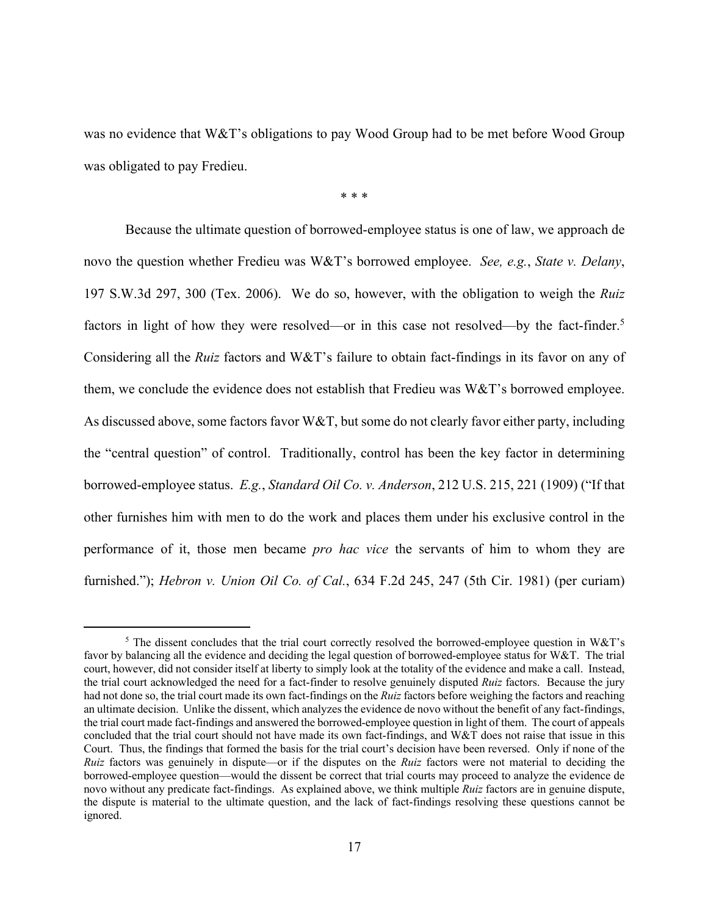was no evidence that W&T's obligations to pay Wood Group had to be met before Wood Group was obligated to pay Fredieu.

\* \* \*

Because the ultimate question of borrowed-employee status is one of law, we approach de novo the question whether Fredieu was W&T's borrowed employee. *See, e.g.*, *State v. Delany*, 197 S.W.3d 297, 300 (Tex. 2006). We do so, however, with the obligation to weigh the *Ruiz* factors in light of how they were resolved—or in this case not resolved—by the fact-finder.[5] Considering all the *Ruiz* factors and W&T's failure to obtain fact-findings in its favor on any of them, we conclude the evidence does not establish that Fredieu was W&T's borrowed employee. As discussed above, some factors favor W&T, but some do not clearly favor either party, including the "central question" of control. Traditionally, control has been the key factor in determining borrowed-employee status. *E.g.*, *Standard Oil Co. v. Anderson*, 212 U.S. 215, 221 (1909) ("If that other furnishes him with men to do the work and places them under his exclusive control in the performance of it, those men became *pro hac vice* the servants of him to whom they are furnished."); *Hebron v. Union Oil Co. of Cal.*, 634 F.2d 245, 247 (5th Cir. 1981) (per curiam)

[5] The dissent concludes that the trial court correctly resolved the borrowed-employee question in W&T's favor by balancing all the evidence and deciding the legal question of borrowed-employee status for W&T. The trial court, however, did not consider itself at liberty to simply look at the totality of the evidence and make a call. Instead, the trial court acknowledged the need for a fact-finder to resolve genuinely disputed *Ruiz* factors. Because the jury had not done so, the trial court made its own fact-findings on the *Ruiz* factors before weighing the factors and reaching an ultimate decision. Unlike the dissent, which analyzes the evidence de novo without the benefit of any fact-findings, the trial court made fact-findings and answered the borrowed-employee question in light of them. The court of appeals concluded that the trial court should not have made its own fact-findings, and W&T does not raise that issue in this Court. Thus, the findings that formed the basis for the trial court's decision have been reversed. Only if none of the *Ruiz* factors was genuinely in dispute—or if the disputes on the *Ruiz* factors were not material to deciding the borrowed-employee question—would the dissent be correct that trial courts may proceed to analyze the evidence de novo without any predicate fact-findings. As explained above, we think multiple *Ruiz* factors are in genuine dispute, the dispute is material to the ultimate question, and the lack of fact-findings resolving these questions cannot be ignored.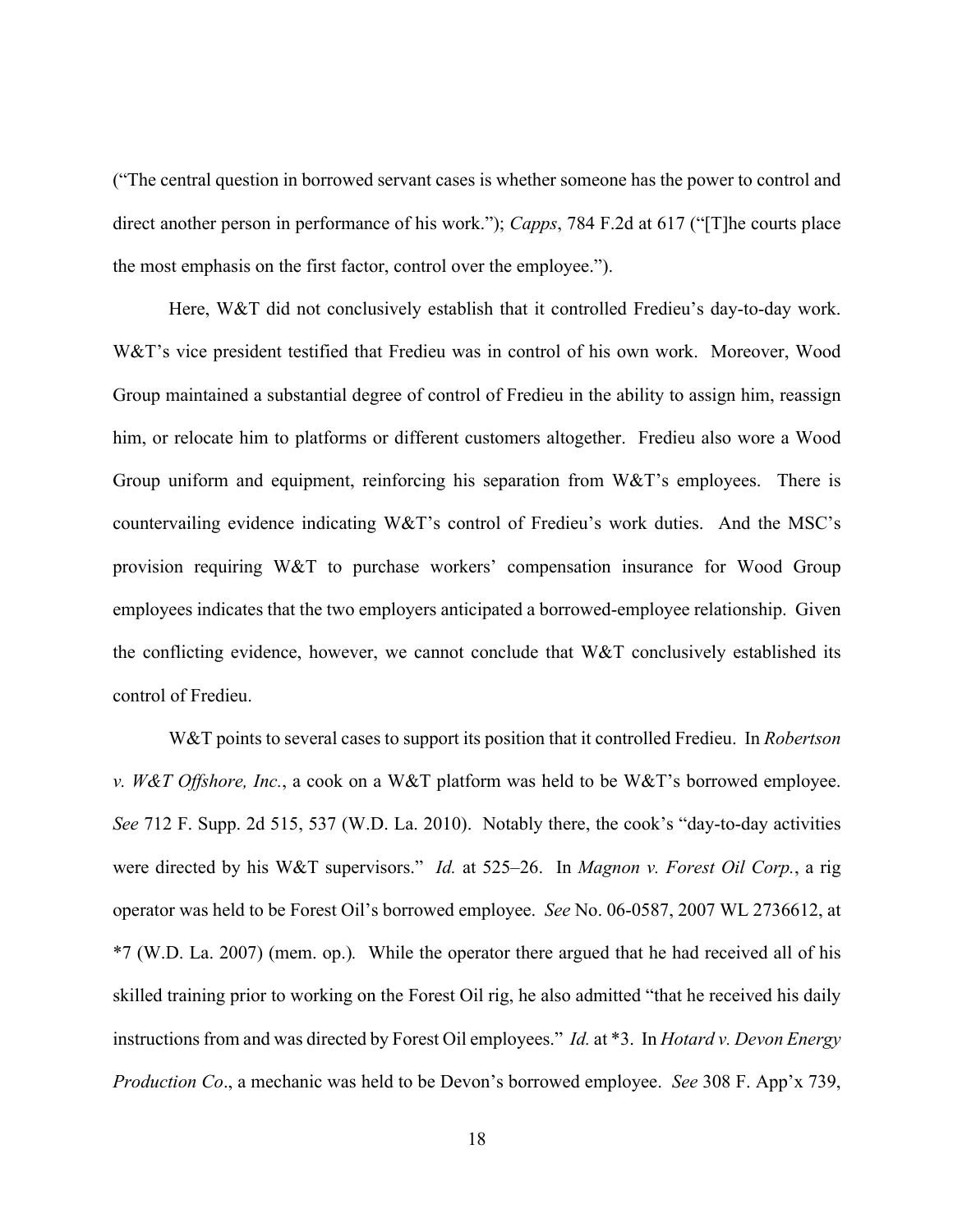("The central question in borrowed servant cases is whether someone has the power to control and direct another person in performance of his work."); *Capps*, 784 F.2d at 617 ("[T]he courts place the most emphasis on the first factor, control over the employee.").

Here, W&T did not conclusively establish that it controlled Fredieu's day-to-day work. W&T's vice president testified that Fredieu was in control of his own work. Moreover, Wood Group maintained a substantial degree of control of Fredieu in the ability to assign him, reassign him, or relocate him to platforms or different customers altogether. Fredieu also wore a Wood Group uniform and equipment, reinforcing his separation from W&T's employees. There is countervailing evidence indicating W&T's control of Fredieu's work duties. And the MSC's provision requiring W&T to purchase workers' compensation insurance for Wood Group employees indicates that the two employers anticipated a borrowed-employee relationship. Given the conflicting evidence, however, we cannot conclude that W&T conclusively established its control of Fredieu.

W&T points to several cases to support its position that it controlled Fredieu. In *Robertson v. W&T Offshore, Inc.*, a cook on a W&T platform was held to be W&T's borrowed employee. *See* 712 F. Supp. 2d 515, 537 (W.D. La. 2010). Notably there, the cook's "day-to-day activities were directed by his W&T supervisors." *Id.* at 525–26. In *Magnon v. Forest Oil Corp.*, a rig operator was held to be Forest Oil's borrowed employee. *See* No. 06-0587, 2007 WL 2736612, at \*7 (W.D. La. 2007) (mem. op.). While the operator there argued that he had received all of his skilled training prior to working on the Forest Oil rig, he also admitted "that he received his daily instructions from and was directed by Forest Oil employees." *Id.* at \*3. In *Hotard v. Devon Energy Production Co*., a mechanic was held to be Devon's borrowed employee. *See* 308 F. App'x 739,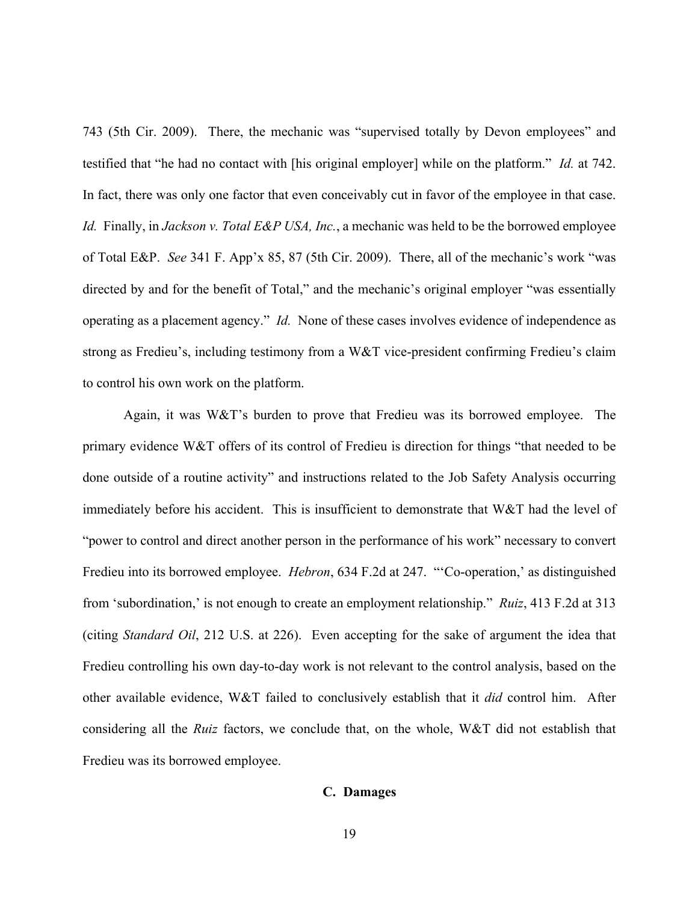743 (5th Cir. 2009). There, the mechanic was "supervised totally by Devon employees" and testified that "he had no contact with [his original employer] while on the platform." *Id.* at 742. In fact, there was only one factor that even conceivably cut in favor of the employee in that case. *Id.* Finally, in *Jackson v. Total E&P USA, Inc.*, a mechanic was held to be the borrowed employee of Total E&P. *See* 341 F. App'x 85, 87 (5th Cir. 2009). There, all of the mechanic's work "was directed by and for the benefit of Total," and the mechanic's original employer "was essentially operating as a placement agency." *Id.* None of these cases involves evidence of independence as strong as Fredieu's, including testimony from a W&T vice-president confirming Fredieu's claim to control his own work on the platform.

Again, it was W&T's burden to prove that Fredieu was its borrowed employee. The primary evidence W&T offers of its control of Fredieu is direction for things "that needed to be done outside of a routine activity" and instructions related to the Job Safety Analysis occurring immediately before his accident. This is insufficient to demonstrate that W&T had the level of "power to control and direct another person in the performance of his work" necessary to convert Fredieu into its borrowed employee. *Hebron*, 634 F.2d at 247. "'Co-operation,' as distinguished from 'subordination,' is not enough to create an employment relationship." *Ruiz*, 413 F.2d at 313 (citing *Standard Oil*, 212 U.S. at 226). Even accepting for the sake of argument the idea that Fredieu controlling his own day-to-day work is not relevant to the control analysis, based on the other available evidence, W&T failed to conclusively establish that it *did* control him. After considering all the *Ruiz* factors, we conclude that, on the whole, W&T did not establish that Fredieu was its borrowed employee.

### C. Damages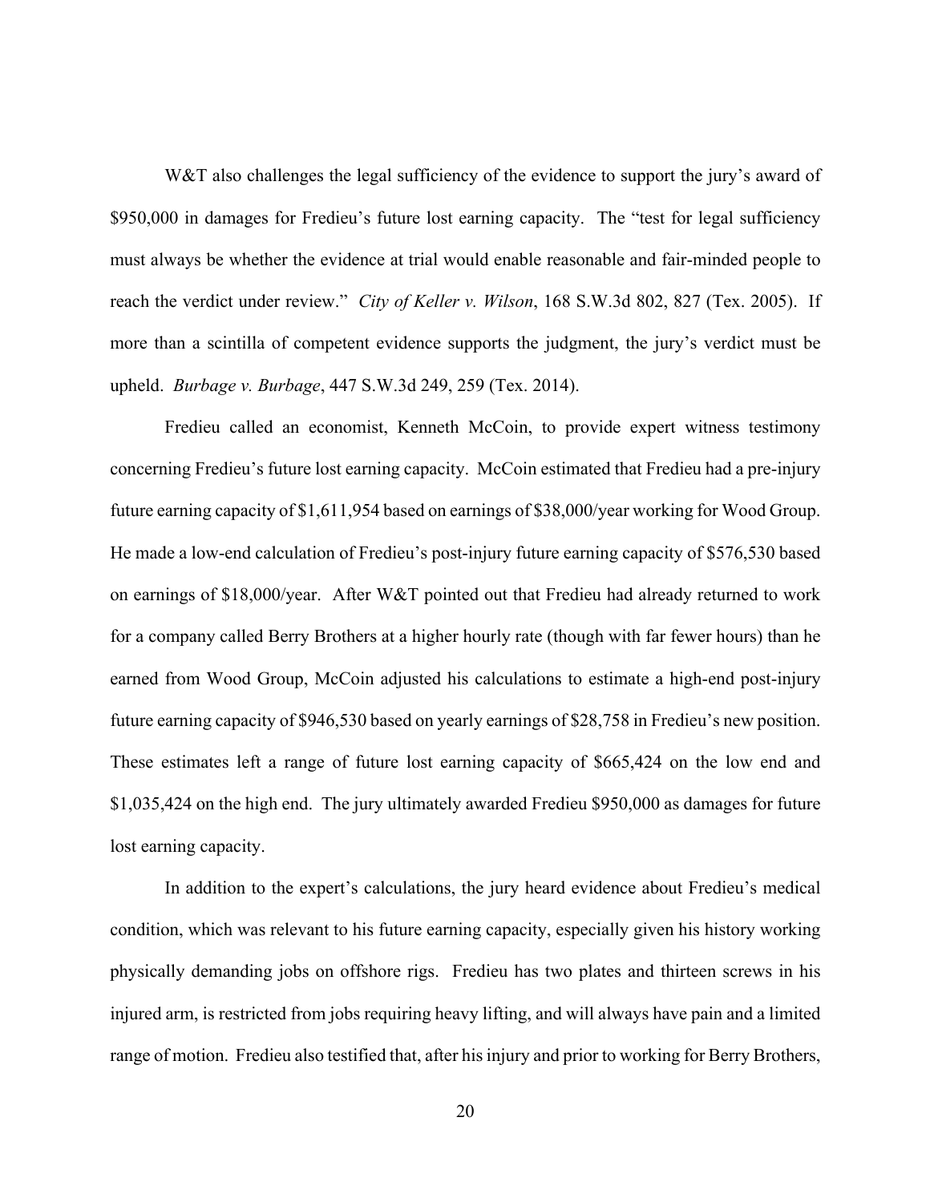W&T also challenges the legal sufficiency of the evidence to support the jury's award of $950,000 in damages for Fredieu's future lost earning capacity. The "test for legal sufficiency must always be whether the evidence at trial would enable reasonable and fair-minded people to reach the verdict under review." *City of Keller v. Wilson*, 168 S.W.3d 802, 827 (Tex. 2005). If more than a scintilla of competent evidence supports the judgment, the jury's verdict must be upheld. *Burbage v. Burbage*, 447 S.W.3d 249, 259 (Tex. 2014).

Fredieu called an economist, Kenneth McCoin, to provide expert witness testimony concerning Fredieu's future lost earning capacity. McCoin estimated that Fredieu had a pre-injury future earning capacity of $1,611,954 based on earnings of $38,000/year working for Wood Group. He made a low-end calculation of Fredieu's post-injury future earning capacity of $576,530 based on earnings of $18,000/year. After W&T pointed out that Fredieu had already returned to work for a company called Berry Brothers at a higher hourly rate (though with far fewer hours) than he earned from Wood Group, McCoin adjusted his calculations to estimate a high-end post-injury future earning capacity of $946,530 based on yearly earnings of $28,758 in Fredieu's new position. These estimates left a range of future lost earning capacity of $665,424 on the low end and $1,035,424 on the high end. The jury ultimately awarded Fredieu $950,000 as damages for future lost earning capacity.

In addition to the expert's calculations, the jury heard evidence about Fredieu's medical condition, which was relevant to his future earning capacity, especially given his history working physically demanding jobs on offshore rigs. Fredieu has two plates and thirteen screws in his injured arm, is restricted from jobs requiring heavy lifting, and will always have pain and a limited range of motion. Fredieu also testified that, after his injury and prior to working for Berry Brothers,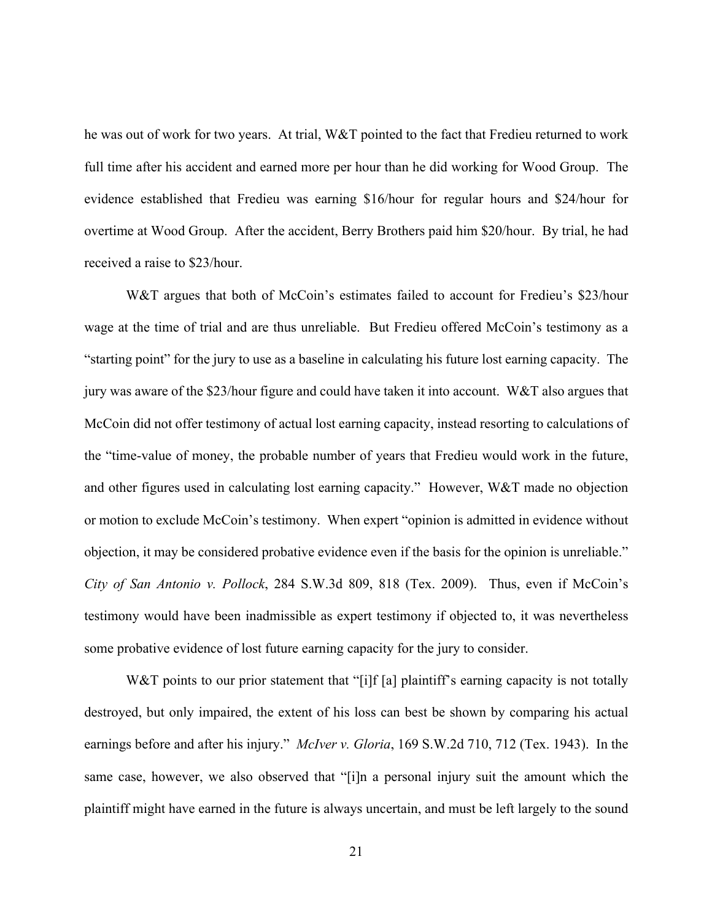he was out of work for two years. At trial, W&T pointed to the fact that Fredieu returned to work full time after his accident and earned more per hour than he did working for Wood Group. The evidence established that Fredieu was earning $16/hour for regular hours and $24/hour for overtime at Wood Group. After the accident, Berry Brothers paid him $20/hour. By trial, he had received a raise to $23/hour.

W&T argues that both of McCoin's estimates failed to account for Fredieu's $23/hour wage at the time of trial and are thus unreliable. But Fredieu offered McCoin's testimony as a "starting point" for the jury to use as a baseline in calculating his future lost earning capacity. The jury was aware of the $23/hour figure and could have taken it into account. W&T also argues that McCoin did not offer testimony of actual lost earning capacity, instead resorting to calculations of the "time-value of money, the probable number of years that Fredieu would work in the future, and other figures used in calculating lost earning capacity." However, W&T made no objection or motion to exclude McCoin's testimony. When expert "opinion is admitted in evidence without objection, it may be considered probative evidence even if the basis for the opinion is unreliable." *City of San Antonio v. Pollock*, 284 S.W.3d 809, 818 (Tex. 2009). Thus, even if McCoin's testimony would have been inadmissible as expert testimony if objected to, it was nevertheless some probative evidence of lost future earning capacity for the jury to consider.

W&T points to our prior statement that "[i]f [a] plaintiff's earning capacity is not totally destroyed, but only impaired, the extent of his loss can best be shown by comparing his actual earnings before and after his injury." *McIver v. Gloria*, 169 S.W.2d 710, 712 (Tex. 1943). In the same case, however, we also observed that "[i]n a personal injury suit the amount which the plaintiff might have earned in the future is always uncertain, and must be left largely to the sound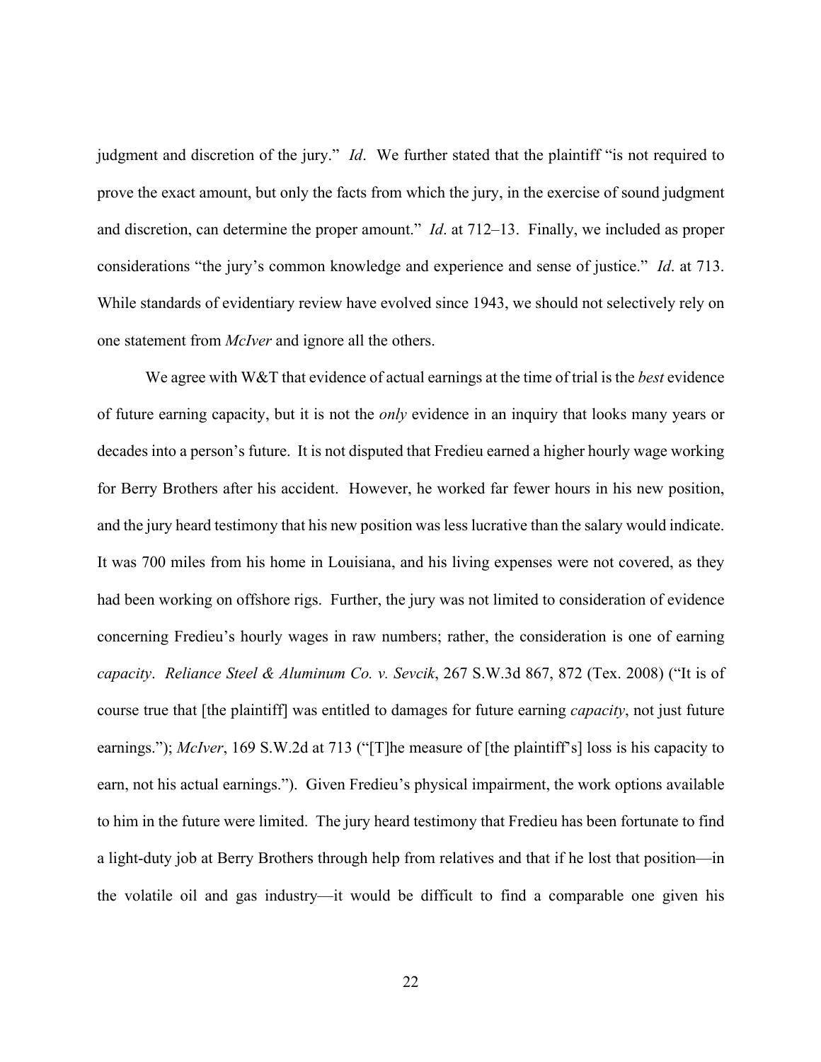judgment and discretion of the jury." *Id*. We further stated that the plaintiff "is not required to prove the exact amount, but only the facts from which the jury, in the exercise of sound judgment and discretion, can determine the proper amount." *Id*. at 712–13. Finally, we included as proper considerations "the jury's common knowledge and experience and sense of justice." *Id*. at 713. While standards of evidentiary review have evolved since 1943, we should not selectively rely on one statement from *McIver* and ignore all the others.

We agree with W&T that evidence of actual earnings at the time of trial is the *best* evidence of future earning capacity, but it is not the *only* evidence in an inquiry that looks many years or decades into a person's future. It is not disputed that Fredieu earned a higher hourly wage working for Berry Brothers after his accident. However, he worked far fewer hours in his new position, and the jury heard testimony that his new position was less lucrative than the salary would indicate. It was 700 miles from his home in Louisiana, and his living expenses were not covered, as they had been working on offshore rigs. Further, the jury was not limited to consideration of evidence concerning Fredieu's hourly wages in raw numbers; rather, the consideration is one of earning *capacity*. *Reliance Steel & Aluminum Co. v. Sevcik*, 267 S.W.3d 867, 872 (Tex. 2008) ("It is of course true that [the plaintiff] was entitled to damages for future earning *capacity*, not just future earnings."); *McIver*, 169 S.W.2d at 713 ("[T]he measure of [the plaintiff's] loss is his capacity to earn, not his actual earnings."). Given Fredieu's physical impairment, the work options available to him in the future were limited. The jury heard testimony that Fredieu has been fortunate to find a light-duty job at Berry Brothers through help from relatives and that if he lost that position—in the volatile oil and gas industry—it would be difficult to find a comparable one given his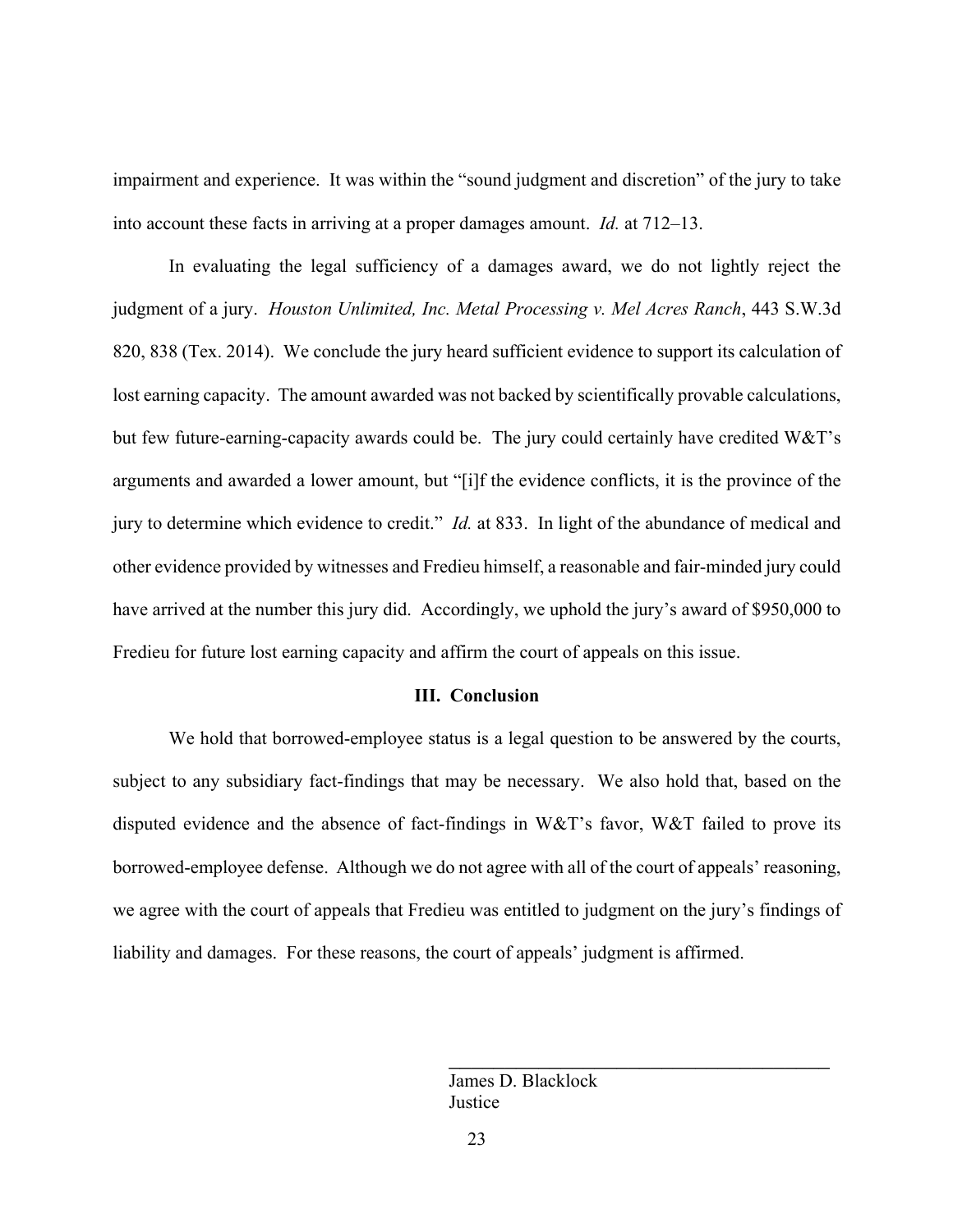impairment and experience. It was within the "sound judgment and discretion" of the jury to take into account these facts in arriving at a proper damages amount. *Id.* at 712–13.

In evaluating the legal sufficiency of a damages award, we do not lightly reject the judgment of a jury. *Houston Unlimited, Inc. Metal Processing v. Mel Acres Ranch*, 443 S.W.3d 820, 838 (Tex. 2014). We conclude the jury heard sufficient evidence to support its calculation of lost earning capacity. The amount awarded was not backed by scientifically provable calculations, but few future-earning-capacity awards could be. The jury could certainly have credited W&T's arguments and awarded a lower amount, but "[i]f the evidence conflicts, it is the province of the jury to determine which evidence to credit." *Id.* at 833. In light of the abundance of medical and other evidence provided by witnesses and Fredieu himself, a reasonable and fair-minded jury could have arrived at the number this jury did. Accordingly, we uphold the jury's award of $950,000 to Fredieu for future lost earning capacity and affirm the court of appeals on this issue.

## III. Conclusion

We hold that borrowed-employee status is a legal question to be answered by the courts, subject to any subsidiary fact-findings that may be necessary. We also hold that, based on the disputed evidence and the absence of fact-findings in W&T's favor, W&T failed to prove its borrowed-employee defense. Although we do not agree with all of the court of appeals' reasoning, we agree with the court of appeals that Fredieu was entitled to judgment on the jury's findings of liability and damages. For these reasons, the court of appeals' judgment is affirmed.

James D. Blacklock
Justice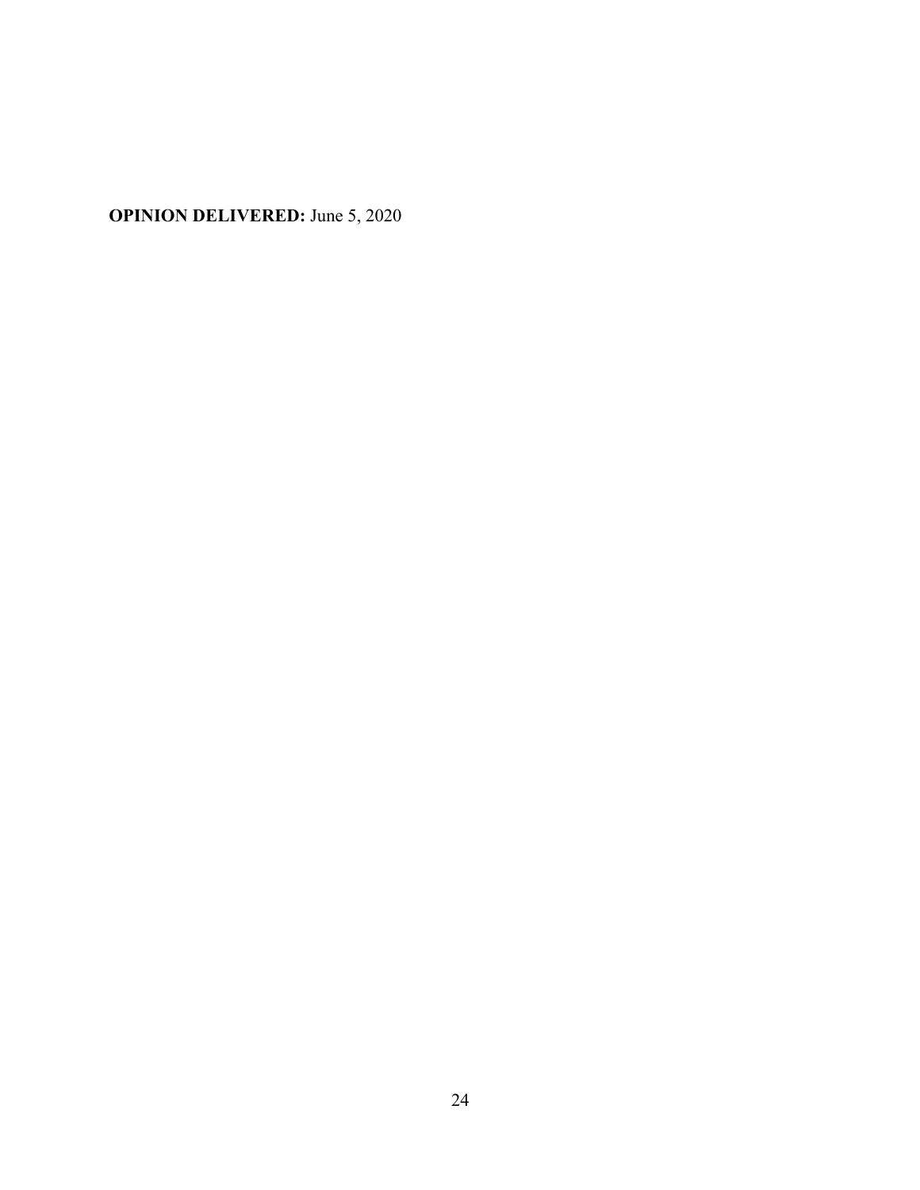**OPINION DELIVERED:** June 5, 2020